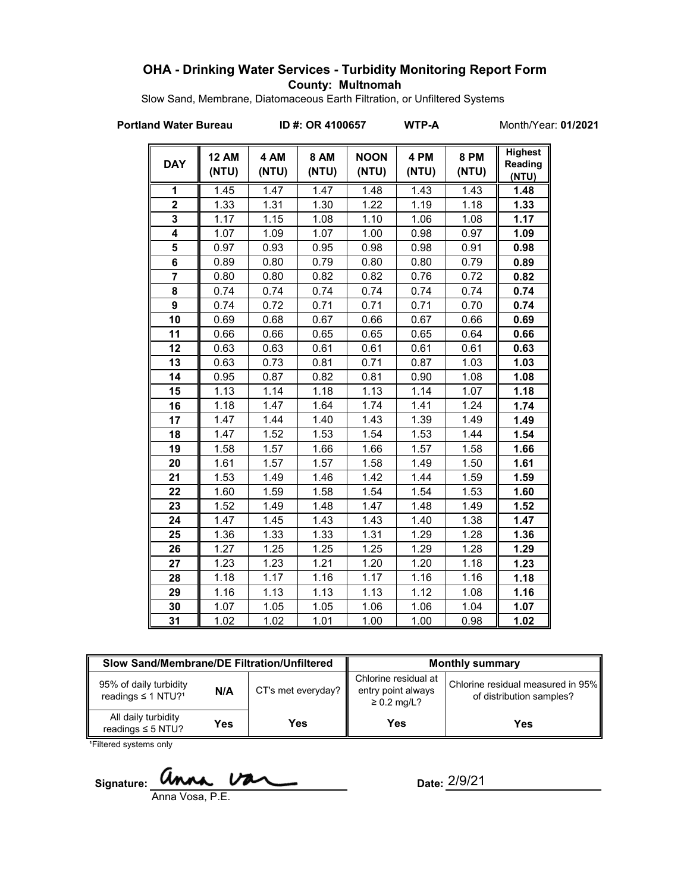## OHA - Drinking Water Services - Turbidity Monitoring Report Form

**County: Multnomah**

Slow Sand, Membrane, Diatomaceous Earth Filtration, or Unfiltered Systems

**Portland Water Bureau** | **ID #: OR 4100657** | **WTP-A** | Month/Year: **01/2021**

| DAY | 12 AM (NTU) | 4 AM (NTU) | 8 AM (NTU) | NOON (NTU) | 4 PM (NTU) | 8 PM (NTU) | Highest Reading (NTU) |
|---|---|---|---|---|---|---|---|
| 1 | 1.45 | 1.47 | 1.47 | 1.48 | 1.43 | 1.43 | **1.48** |
| 2 | 1.33 | 1.31 | 1.30 | 1.22 | 1.19 | 1.18 | **1.33** |
| 3 | 1.17 | 1.15 | 1.08 | 1.10 | 1.06 | 1.08 | **1.17** |
| 4 | 1.07 | 1.09 | 1.07 | 1.00 | 0.98 | 0.97 | **1.09** |
| 5 | 0.97 | 0.93 | 0.95 | 0.98 | 0.98 | 0.91 | **0.98** |
| 6 | 0.89 | 0.80 | 0.79 | 0.80 | 0.80 | 0.79 | **0.89** |
| 7 | 0.80 | 0.80 | 0.82 | 0.82 | 0.76 | 0.72 | **0.82** |
| 8 | 0.74 | 0.74 | 0.74 | 0.74 | 0.74 | 0.74 | **0.74** |
| 9 | 0.74 | 0.72 | 0.71 | 0.71 | 0.71 | 0.70 | **0.74** |
| 10 | 0.69 | 0.68 | 0.67 | 0.66 | 0.67 | 0.66 | **0.69** |
| 11 | 0.66 | 0.66 | 0.65 | 0.65 | 0.65 | 0.64 | **0.66** |
| 12 | 0.63 | 0.63 | 0.61 | 0.61 | 0.61 | 0.61 | **0.63** |
| 13 | 0.63 | 0.73 | 0.81 | 0.71 | 0.87 | 1.03 | **1.03** |
| 14 | 0.95 | 0.87 | 0.82 | 0.81 | 0.90 | 1.08 | **1.08** |
| 15 | 1.13 | 1.14 | 1.18 | 1.13 | 1.14 | 1.07 | **1.18** |
| 16 | 1.18 | 1.47 | 1.64 | 1.74 | 1.41 | 1.24 | **1.74** |
| 17 | 1.47 | 1.44 | 1.40 | 1.43 | 1.39 | 1.49 | **1.49** |
| 18 | 1.47 | 1.52 | 1.53 | 1.54 | 1.53 | 1.44 | **1.54** |
| 19 | 1.58 | 1.57 | 1.66 | 1.66 | 1.57 | 1.58 | **1.66** |
| 20 | 1.61 | 1.57 | 1.57 | 1.58 | 1.49 | 1.50 | **1.61** |
| 21 | 1.53 | 1.49 | 1.46 | 1.42 | 1.44 | 1.59 | **1.59** |
| 22 | 1.60 | 1.59 | 1.58 | 1.54 | 1.54 | 1.53 | **1.60** |
| 23 | 1.52 | 1.49 | 1.48 | 1.47 | 1.48 | 1.49 | **1.52** |
| 24 | 1.47 | 1.45 | 1.43 | 1.43 | 1.40 | 1.38 | **1.47** |
| 25 | 1.36 | 1.33 | 1.33 | 1.31 | 1.29 | 1.28 | **1.36** |
| 26 | 1.27 | 1.25 | 1.25 | 1.25 | 1.29 | 1.28 | **1.29** |
| 27 | 1.23 | 1.23 | 1.21 | 1.20 | 1.20 | 1.18 | **1.23** |
| 28 | 1.18 | 1.17 | 1.16 | 1.17 | 1.16 | 1.16 | **1.18** |
| 29 | 1.16 | 1.13 | 1.13 | 1.13 | 1.12 | 1.08 | **1.16** |
| 30 | 1.07 | 1.05 | 1.05 | 1.06 | 1.06 | 1.04 | **1.07** |
| 31 | 1.02 | 1.02 | 1.01 | 1.00 | 1.00 | 0.98 | **1.02** |

| Slow Sand/Membrane/DE Filtration/Unfiltered | | | Monthly summary | |
|---|---|---|---|---|
| 95% of daily turbidity readings ≤ 1 NTU?[1] | N/A | CT's met everyday? | Chlorine residual at entry point always ≥ 0.2 mg/L? | Chlorine residual measured in 95% of distribution samples? |
| All daily turbidity readings ≤ 5 NTU? | Yes | Yes | Yes | Yes |

[1]Filtered systems only

Signature: Anna Vosa, P.E.

Date: 2/9/21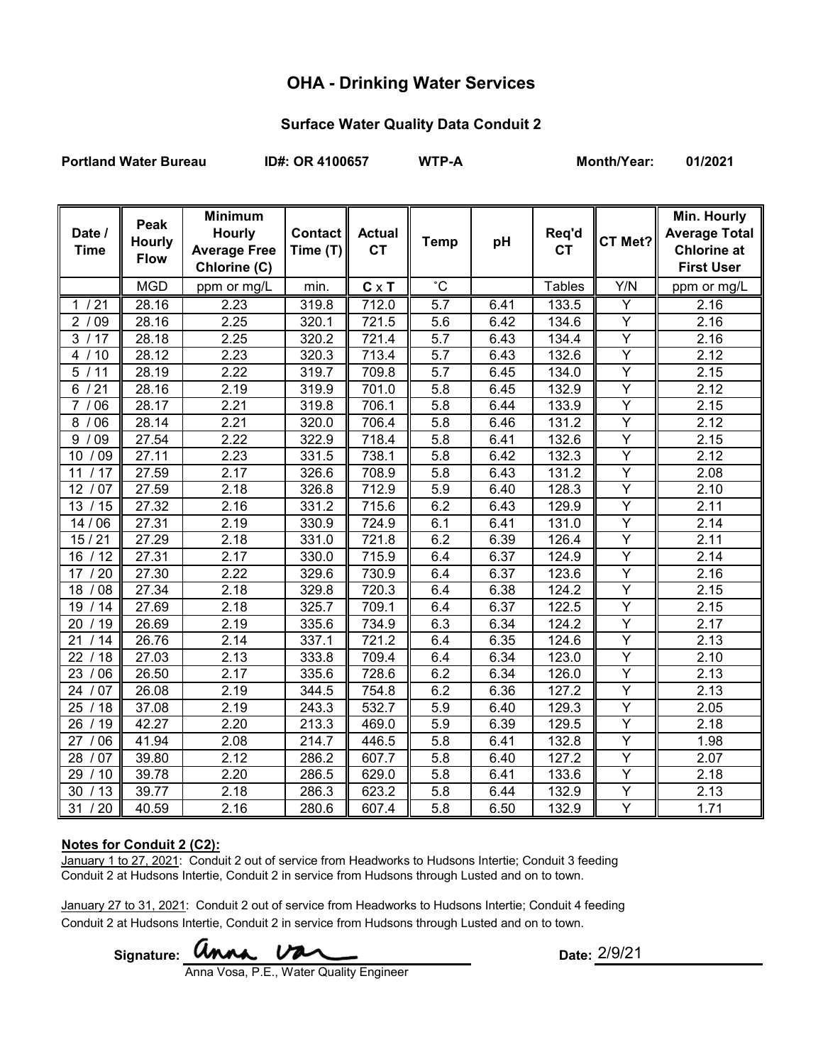# OHA - Drinking Water Services

## Surface Water Quality Data Conduit 2

**Portland Water Bureau** **ID#: OR 4100657** **WTP-A** **Month/Year: 01/2021**

| Date / Time | Peak Hourly Flow | Minimum Hourly Average Free Chlorine (C) | Contact Time (T) | Actual CT | Temp | pH | Req'd CT | CT Met? | Min. Hourly Average Total Chlorine at First User |
|---|---|---|---|---|---|---|---|---|---|
| | MGD | ppm or mg/L | min. | C x T | ˚C | | Tables | Y/N | ppm or mg/L |
| 1 / 21 | 28.16 | 2.23 | 319.8 | 712.0 | 5.7 | 6.41 | 133.5 | Y | 2.16 |
| 2 / 09 | 28.16 | 2.25 | 320.1 | 721.5 | 5.6 | 6.42 | 134.6 | Y | 2.16 |
| 3 / 17 | 28.18 | 2.25 | 320.2 | 721.4 | 5.7 | 6.43 | 134.4 | Y | 2.16 |
| 4 / 10 | 28.12 | 2.23 | 320.3 | 713.4 | 5.7 | 6.43 | 132.6 | Y | 2.12 |
| 5 / 11 | 28.19 | 2.22 | 319.7 | 709.8 | 5.7 | 6.45 | 134.0 | Y | 2.15 |
| 6 / 21 | 28.16 | 2.19 | 319.9 | 701.0 | 5.8 | 6.45 | 132.9 | Y | 2.12 |
| 7 / 06 | 28.17 | 2.21 | 319.8 | 706.1 | 5.8 | 6.44 | 133.9 | Y | 2.15 |
| 8 / 06 | 28.14 | 2.21 | 320.0 | 706.4 | 5.8 | 6.46 | 131.2 | Y | 2.12 |
| 9 / 09 | 27.54 | 2.22 | 322.9 | 718.4 | 5.8 | 6.41 | 132.6 | Y | 2.15 |
| 10 / 09 | 27.11 | 2.23 | 331.5 | 738.1 | 5.8 | 6.42 | 132.3 | Y | 2.12 |
| 11 / 17 | 27.59 | 2.17 | 326.6 | 708.9 | 5.8 | 6.43 | 131.2 | Y | 2.08 |
| 12 / 07 | 27.59 | 2.18 | 326.8 | 712.9 | 5.9 | 6.40 | 128.3 | Y | 2.10 |
| 13 / 15 | 27.32 | 2.16 | 331.2 | 715.6 | 6.2 | 6.43 | 129.9 | Y | 2.11 |
| 14 / 06 | 27.31 | 2.19 | 330.9 | 724.9 | 6.1 | 6.41 | 131.0 | Y | 2.14 |
| 15 / 21 | 27.29 | 2.18 | 331.0 | 721.8 | 6.2 | 6.39 | 126.4 | Y | 2.11 |
| 16 / 12 | 27.31 | 2.17 | 330.0 | 715.9 | 6.4 | 6.37 | 124.9 | Y | 2.14 |
| 17 / 20 | 27.30 | 2.22 | 329.6 | 730.9 | 6.4 | 6.37 | 123.6 | Y | 2.16 |
| 18 / 08 | 27.34 | 2.18 | 329.8 | 720.3 | 6.4 | 6.38 | 124.2 | Y | 2.15 |
| 19 / 14 | 27.69 | 2.18 | 325.7 | 709.1 | 6.4 | 6.37 | 122.5 | Y | 2.15 |
| 20 / 19 | 26.69 | 2.19 | 335.6 | 734.9 | 6.3 | 6.34 | 124.2 | Y | 2.17 |
| 21 / 14 | 26.76 | 2.14 | 337.1 | 721.2 | 6.4 | 6.35 | 124.6 | Y | 2.13 |
| 22 / 18 | 27.03 | 2.13 | 333.8 | 709.4 | 6.4 | 6.34 | 123.0 | Y | 2.10 |
| 23 / 06 | 26.50 | 2.17 | 335.6 | 728.6 | 6.2 | 6.34 | 126.0 | Y | 2.13 |
| 24 / 07 | 26.08 | 2.19 | 344.5 | 754.8 | 6.2 | 6.36 | 127.2 | Y | 2.13 |
| 25 / 18 | 37.08 | 2.19 | 243.3 | 532.7 | 5.9 | 6.40 | 129.3 | Y | 2.05 |
| 26 / 19 | 42.27 | 2.20 | 213.3 | 469.0 | 5.9 | 6.39 | 129.5 | Y | 2.18 |
| 27 / 06 | 41.94 | 2.08 | 214.7 | 446.5 | 5.8 | 6.41 | 132.8 | Y | 1.98 |
| 28 / 07 | 39.80 | 2.12 | 286.2 | 607.7 | 5.8 | 6.40 | 127.2 | Y | 2.07 |
| 29 / 10 | 39.78 | 2.20 | 286.5 | 629.0 | 5.8 | 6.41 | 133.6 | Y | 2.18 |
| 30 / 13 | 39.77 | 2.18 | 286.3 | 623.2 | 5.8 | 6.44 | 132.9 | Y | 2.13 |
| 31 / 20 | 40.59 | 2.16 | 280.6 | 607.4 | 5.8 | 6.50 | 132.9 | Y | 1.71 |

**Notes for Conduit 2 (C2):**

January 1 to 27, 2021: Conduit 2 out of service from Headworks to Hudsons Intertie; Conduit 3 feeding Conduit 2 at Hudsons Intertie, Conduit 2 in service from Hudsons through Lusted and on to town.

January 27 to 31, 2021: Conduit 2 out of service from Headworks to Hudsons Intertie; Conduit 4 feeding Conduit 2 at Hudsons Intertie, Conduit 2 in service from Hudsons through Lusted and on to town.

Signature: Anna Vosa

Anna Vosa, P.E., Water Quality Engineer

Date: 2/9/21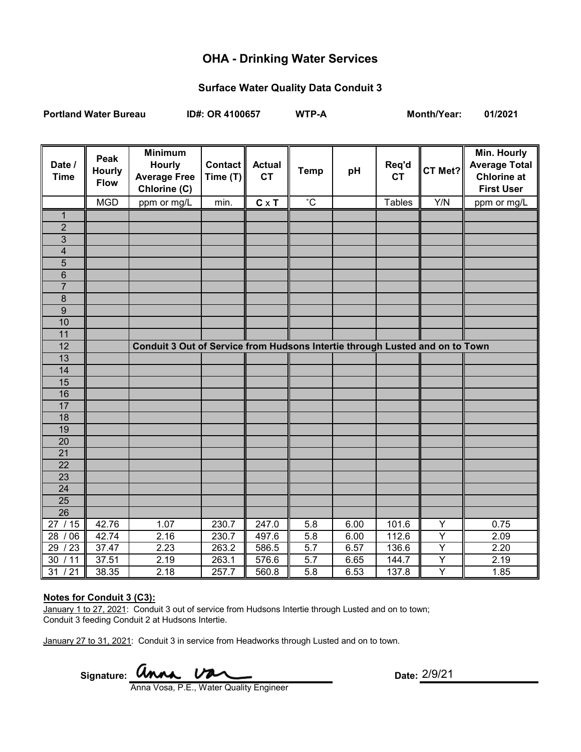# OHA - Drinking Water Services

## Surface Water Quality Data Conduit 3

**Portland Water Bureau** **ID#: OR 4100657** **WTP-A** **Month/Year: 01/2021**

| Date / Time | Peak Hourly Flow | Minimum Hourly Average Free Chlorine (C) | Contact Time (T) | Actual CT | Temp | pH | Req'd CT | CT Met? | Min. Hourly Average Total Chlorine at First User |
|---|---|---|---|---|---|---|---|---|---|
| | MGD | ppm or mg/L | min. | C x T | ˚C | | Tables | Y/N | ppm or mg/L |
| 1 | | | | | | | | | |
| 2 | | | | | | | | | |
| 3 | | | | | | | | | |
| 4 | | | | | | | | | |
| 5 | | | | | | | | | |
| 6 | | | | | | | | | |
| 7 | | | | | | | | | |
| 8 | | | | | | | | | |
| 9 | | | | | | | | | |
| 10 | | | | | | | | | |
| 11 | | | | | | | | | |
| 12 | | **Conduit 3 Out of Service from Hudsons Intertie through Lusted and on to Town** | | | | | | | |
| 13 | | | | | | | | | |
| 14 | | | | | | | | | |
| 15 | | | | | | | | | |
| 16 | | | | | | | | | |
| 17 | | | | | | | | | |
| 18 | | | | | | | | | |
| 19 | | | | | | | | | |
| 20 | | | | | | | | | |
| 21 | | | | | | | | | |
| 22 | | | | | | | | | |
| 23 | | | | | | | | | |
| 24 | | | | | | | | | |
| 25 | | | | | | | | | |
| 26 | | | | | | | | | |
| 27 / 15 | 42.76 | 1.07 | 230.7 | 247.0 | 5.8 | 6.00 | 101.6 | Y | 0.75 |
| 28 / 06 | 42.74 | 2.16 | 230.7 | 497.6 | 5.8 | 6.00 | 112.6 | Y | 2.09 |
| 29 / 23 | 37.47 | 2.23 | 263.2 | 586.5 | 5.7 | 6.57 | 136.6 | Y | 2.20 |
| 30 / 11 | 37.51 | 2.19 | 263.1 | 576.6 | 5.7 | 6.65 | 144.7 | Y | 2.19 |
| 31 / 21 | 38.35 | 2.18 | 257.7 | 560.8 | 5.8 | 6.53 | 137.8 | Y | 1.85 |

**Notes for Conduit 3 (C3):**

January 1 to 27, 2021: Conduit 3 out of service from Hudsons Intertie through Lusted and on to town; Conduit 3 feeding Conduit 2 at Hudsons Intertie.

January 27 to 31, 2021: Conduit 3 in service from Headworks through Lusted and on to town.

Signature: Anna Vosa
Anna Vosa, P.E., Water Quality Engineer

Date: 2/9/21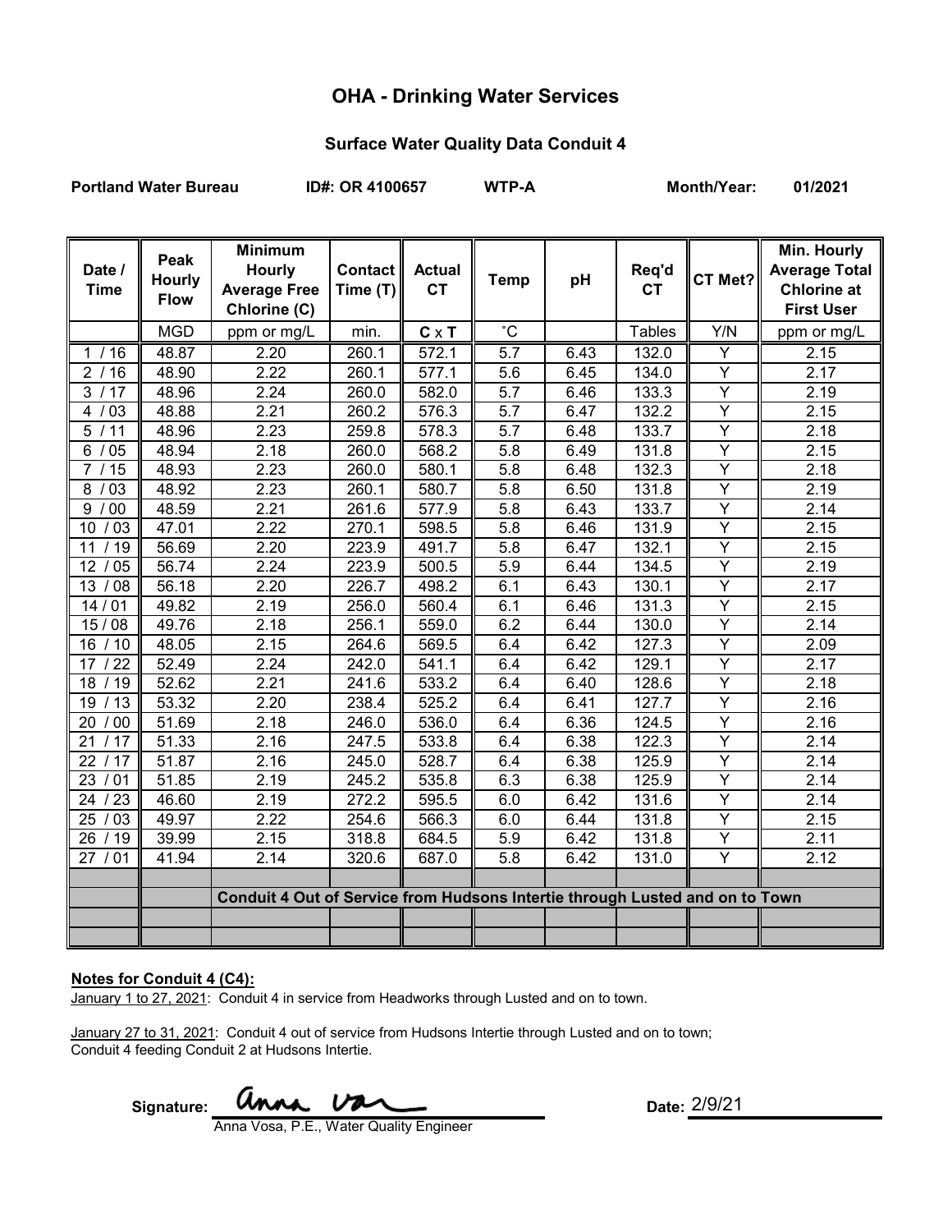# OHA - Drinking Water Services

## Surface Water Quality Data Conduit 4

**Portland Water Bureau** **ID#: OR 4100657** **WTP-A** **Month/Year: 01/2021**

| Date / Time | Peak Hourly Flow | Minimum Hourly Average Free Chlorine (C) | Contact Time (T) | Actual CT | Temp | pH | Req'd CT | CT Met? | Min. Hourly Average Total Chlorine at First User |
|---|---|---|---|---|---|---|---|---|---|
| | MGD | ppm or mg/L | min. | **C** x **T** | ˚C | | Tables | Y/N | ppm or mg/L |
| 1 / 16 | 48.87 | 2.20 | 260.1 | 572.1 | 5.7 | 6.43 | 132.0 | Y | 2.15 |
| 2 / 16 | 48.90 | 2.22 | 260.1 | 577.1 | 5.6 | 6.45 | 134.0 | Y | 2.17 |
| 3 / 17 | 48.96 | 2.24 | 260.0 | 582.0 | 5.7 | 6.46 | 133.3 | Y | 2.19 |
| 4 / 03 | 48.88 | 2.21 | 260.2 | 576.3 | 5.7 | 6.47 | 132.2 | Y | 2.15 |
| 5 / 11 | 48.96 | 2.23 | 259.8 | 578.3 | 5.7 | 6.48 | 133.7 | Y | 2.18 |
| 6 / 05 | 48.94 | 2.18 | 260.0 | 568.2 | 5.8 | 6.49 | 131.8 | Y | 2.15 |
| 7 / 15 | 48.93 | 2.23 | 260.0 | 580.1 | 5.8 | 6.48 | 132.3 | Y | 2.18 |
| 8 / 03 | 48.92 | 2.23 | 260.1 | 580.7 | 5.8 | 6.50 | 131.8 | Y | 2.19 |
| 9 / 00 | 48.59 | 2.21 | 261.6 | 577.9 | 5.8 | 6.43 | 133.7 | Y | 2.14 |
| 10 / 03 | 47.01 | 2.22 | 270.1 | 598.5 | 5.8 | 6.46 | 131.9 | Y | 2.15 |
| 11 / 19 | 56.69 | 2.20 | 223.9 | 491.7 | 5.8 | 6.47 | 132.1 | Y | 2.15 |
| 12 / 05 | 56.74 | 2.24 | 223.9 | 500.5 | 5.9 | 6.44 | 134.5 | Y | 2.19 |
| 13 / 08 | 56.18 | 2.20 | 226.7 | 498.2 | 6.1 | 6.43 | 130.1 | Y | 2.17 |
| 14 / 01 | 49.82 | 2.19 | 256.0 | 560.4 | 6.1 | 6.46 | 131.3 | Y | 2.15 |
| 15 / 08 | 49.76 | 2.18 | 256.1 | 559.0 | 6.2 | 6.44 | 130.0 | Y | 2.14 |
| 16 / 10 | 48.05 | 2.15 | 264.6 | 569.5 | 6.4 | 6.42 | 127.3 | Y | 2.09 |
| 17 / 22 | 52.49 | 2.24 | 242.0 | 541.1 | 6.4 | 6.42 | 129.1 | Y | 2.17 |
| 18 / 19 | 52.62 | 2.21 | 241.6 | 533.2 | 6.4 | 6.40 | 128.6 | Y | 2.18 |
| 19 / 13 | 53.32 | 2.20 | 238.4 | 525.2 | 6.4 | 6.41 | 127.7 | Y | 2.16 |
| 20 / 00 | 51.69 | 2.18 | 246.0 | 536.0 | 6.4 | 6.36 | 124.5 | Y | 2.16 |
| 21 / 17 | 51.33 | 2.16 | 247.5 | 533.8 | 6.4 | 6.38 | 122.3 | Y | 2.14 |
| 22 / 17 | 51.87 | 2.16 | 245.0 | 528.7 | 6.4 | 6.38 | 125.9 | Y | 2.14 |
| 23 / 01 | 51.85 | 2.19 | 245.2 | 535.8 | 6.3 | 6.38 | 125.9 | Y | 2.14 |
| 24 / 23 | 46.60 | 2.19 | 272.2 | 595.5 | 6.0 | 6.42 | 131.6 | Y | 2.14 |
| 25 / 03 | 49.97 | 2.22 | 254.6 | 566.3 | 6.0 | 6.44 | 131.8 | Y | 2.15 |
| 26 / 19 | 39.99 | 2.15 | 318.8 | 684.5 | 5.9 | 6.42 | 131.8 | Y | 2.11 |
| 27 / 01 | 41.94 | 2.14 | 320.6 | 687.0 | 5.8 | 6.42 | 131.0 | Y | 2.12 |
| | | | | | | | | | |
| | | **Conduit 4 Out of Service from Hudsons Intertie through Lusted and on to Town** | | | | | | | |
| | | | | | | | | | |
| | | | | | | | | | |

**Notes for Conduit 4 (C4):**

January 1 to 27, 2021: Conduit 4 in service from Headworks through Lusted and on to town.

January 27 to 31, 2021: Conduit 4 out of service from Hudsons Intertie through Lusted and on to town; Conduit 4 feeding Conduit 2 at Hudsons Intertie.

Signature: Anna Vosa

Anna Vosa, P.E., Water Quality Engineer

Date: 2/9/21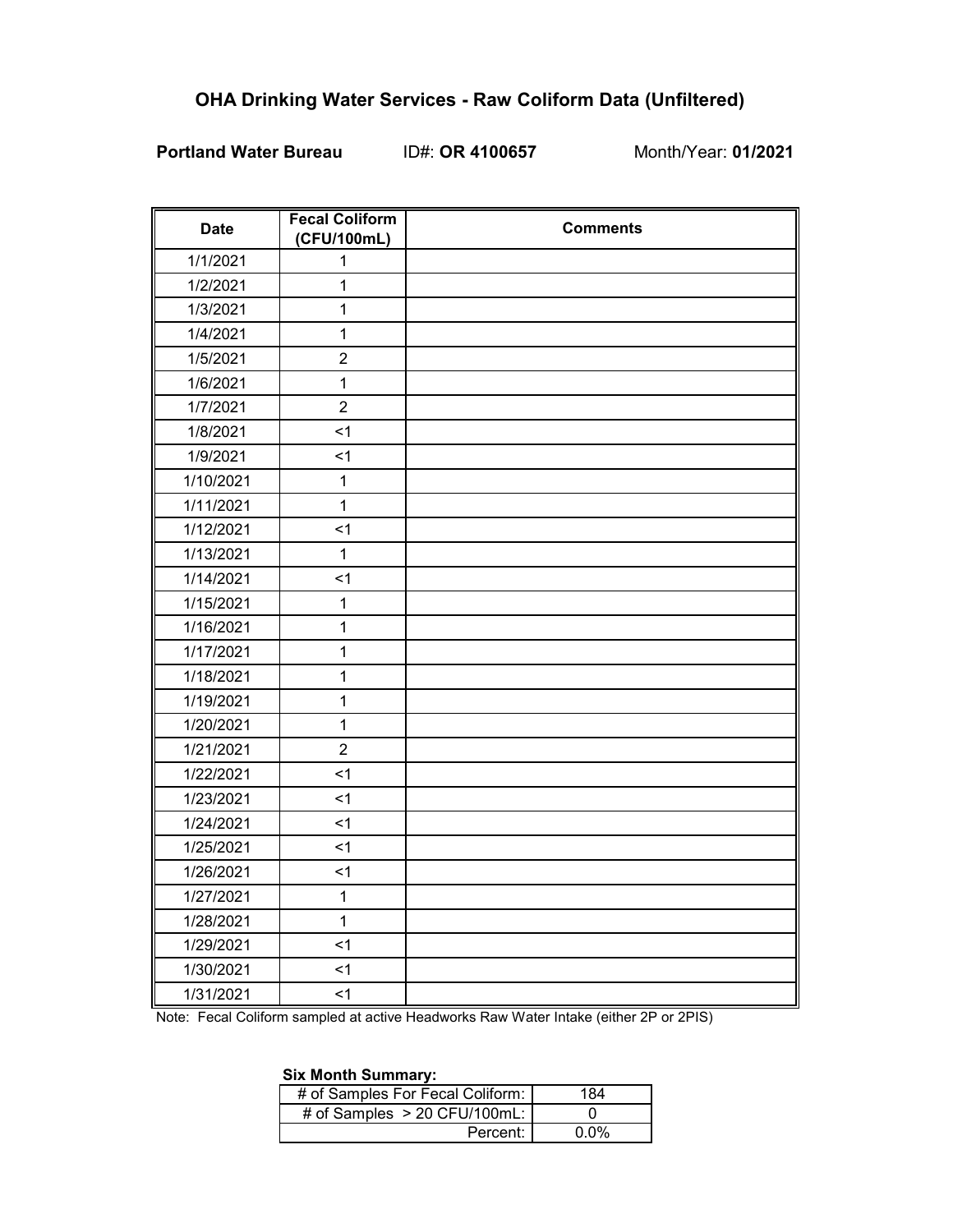# OHA Drinking Water Services - Raw Coliform Data (Unfiltered)

**Portland Water Bureau** ID#: **OR 4100657** Month/Year: **01/2021**

| Date | Fecal Coliform (CFU/100mL) | Comments |
|---|---|---|
| 1/1/2021 | 1 | |
| 1/2/2021 | 1 | |
| 1/3/2021 | 1 | |
| 1/4/2021 | 1 | |
| 1/5/2021 | 2 | |
| 1/6/2021 | 1 | |
| 1/7/2021 | 2 | |
| 1/8/2021 | <1 | |
| 1/9/2021 | <1 | |
| 1/10/2021 | 1 | |
| 1/11/2021 | 1 | |
| 1/12/2021 | <1 | |
| 1/13/2021 | 1 | |
| 1/14/2021 | <1 | |
| 1/15/2021 | 1 | |
| 1/16/2021 | 1 | |
| 1/17/2021 | 1 | |
| 1/18/2021 | 1 | |
| 1/19/2021 | 1 | |
| 1/20/2021 | 1 | |
| 1/21/2021 | 2 | |
| 1/22/2021 | <1 | |
| 1/23/2021 | <1 | |
| 1/24/2021 | <1 | |
| 1/25/2021 | <1 | |
| 1/26/2021 | <1 | |
| 1/27/2021 | 1 | |
| 1/28/2021 | 1 | |
| 1/29/2021 | <1 | |
| 1/30/2021 | <1 | |
| 1/31/2021 | <1 | |

Note: Fecal Coliform sampled at active Headworks Raw Water Intake (either 2P or 2PIS)

**Six Month Summary:**

| | |
|---|---|
| # of Samples For Fecal Coliform: | 184 |
| # of Samples > 20 CFU/100mL: | 0 |
| Percent: | 0.0% |